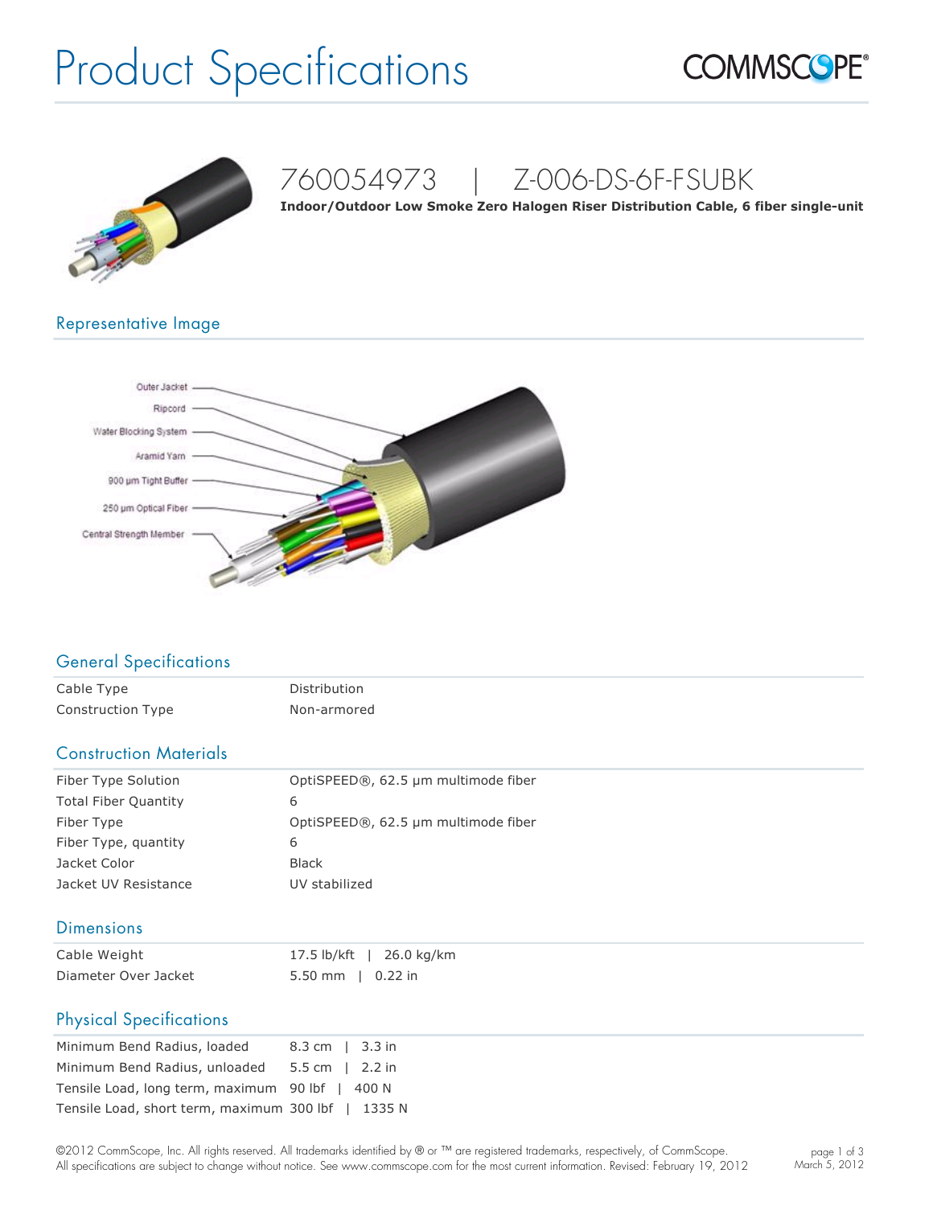# Product Specifications

COMMSCOPE®

## 760054973 | Z-006-DS-6F-FSUBK

**Indoor/Outdoor Low Smoke Zero Halogen Riser Distribution Cable, 6 fiber single-unit**

## Representative Image

Outer Jacket
Ripcord
Water Blocking System
Aramid Yarn
900 µm Tight Buffer
250 µm Optical Fiber
Central Strength Member

## General Specifications

| | |
|---|---|
| Cable Type | Distribution |
| Construction Type | Non-armored |

## Construction Materials

| | |
|---|---|
| Fiber Type Solution | OptiSPEED®, 62.5 µm multimode fiber |
| Total Fiber Quantity | 6 |
| Fiber Type | OptiSPEED®, 62.5 µm multimode fiber |
| Fiber Type, quantity | 6 |
| Jacket Color | Black |
| Jacket UV Resistance | UV stabilized |

## Dimensions

| | |
|---|---|
| Cable Weight | 17.5 lb/kft \| 26.0 kg/km |
| Diameter Over Jacket | 5.50 mm \| 0.22 in |

## Physical Specifications

| | |
|---|---|
| Minimum Bend Radius, loaded | 8.3 cm \| 3.3 in |
| Minimum Bend Radius, unloaded | 5.5 cm \| 2.2 in |
| Tensile Load, long term, maximum | 90 lbf \| 400 N |
| Tensile Load, short term, maximum | 300 lbf \| 1335 N |

©2012 CommScope, Inc. All rights reserved. All trademarks identified by ® or ™ are registered trademarks, respectively, of CommScope. All specifications are subject to change without notice. See www.commscope.com for the most current information. Revised: February 19, 2012

March 5, 2012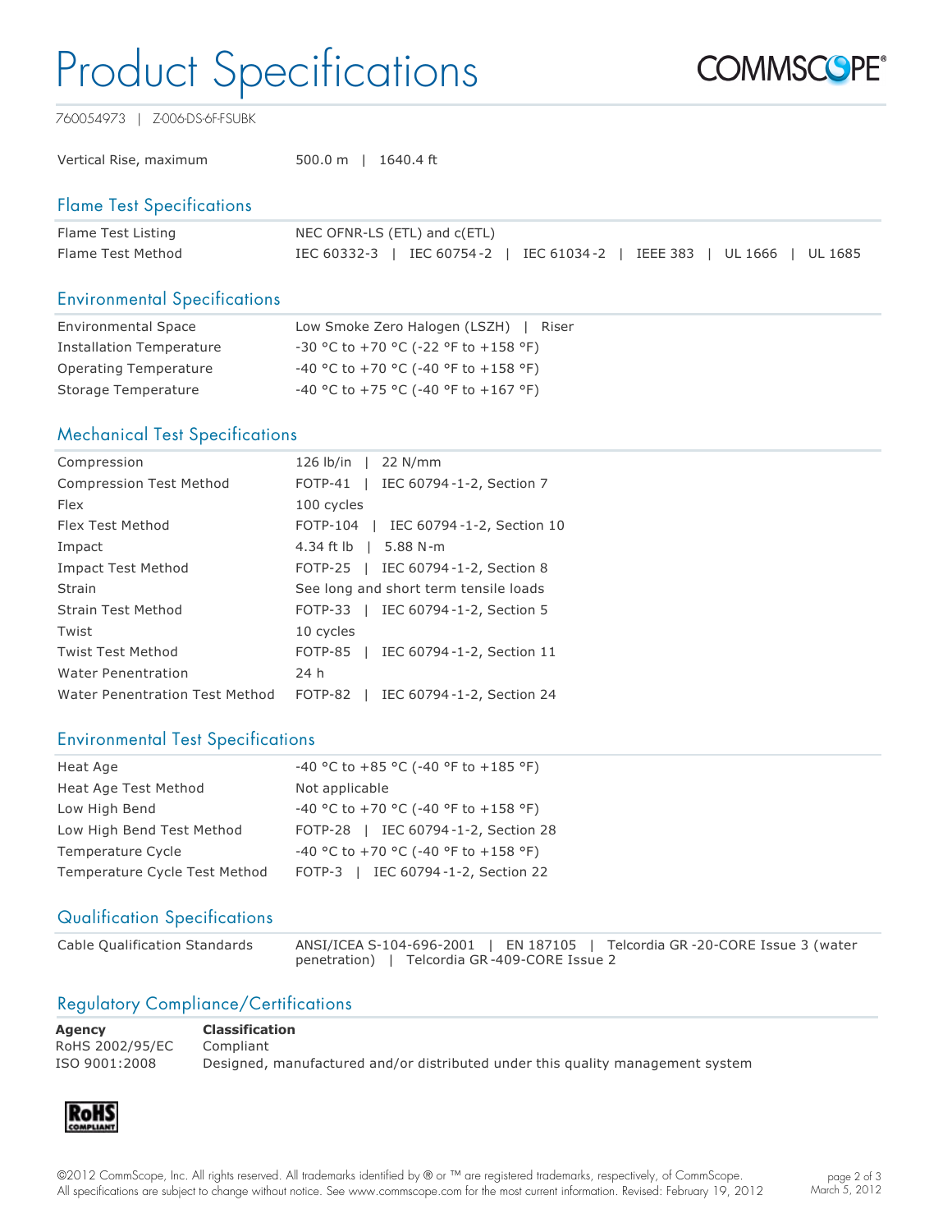# Product Specifications

760054973 | Z-006-DS-6F-FSUBK

| | |
|---|---|
| Vertical Rise, maximum | 500.0 m \| 1640.4 ft |

## Flame Test Specifications

| | |
|---|---|
| Flame Test Listing | NEC OFNR-LS (ETL) and c(ETL) |
| Flame Test Method | IEC 60332-3 \| IEC 60754-2 \| IEC 61034-2 \| IEEE 383 \| UL 1666 \| UL 1685 |

## Environmental Specifications

| | |
|---|---|
| Environmental Space | Low Smoke Zero Halogen (LSZH) \| Riser |
| Installation Temperature | -30 °C to +70 °C (-22 °F to +158 °F) |
| Operating Temperature | -40 °C to +70 °C (-40 °F to +158 °F) |
| Storage Temperature | -40 °C to +75 °C (-40 °F to +167 °F) |

## Mechanical Test Specifications

| | |
|---|---|
| Compression | 126 lb/in \| 22 N/mm |
| Compression Test Method | FOTP-41 \| IEC 60794-1-2, Section 7 |
| Flex | 100 cycles |
| Flex Test Method | FOTP-104 \| IEC 60794-1-2, Section 10 |
| Impact | 4.34 ft lb \| 5.88 N-m |
| Impact Test Method | FOTP-25 \| IEC 60794-1-2, Section 8 |
| Strain | See long and short term tensile loads |
| Strain Test Method | FOTP-33 \| IEC 60794-1-2, Section 5 |
| Twist | 10 cycles |
| Twist Test Method | FOTP-85 \| IEC 60794-1-2, Section 11 |
| Water Penentration | 24 h |
| Water Penentration Test Method | FOTP-82 \| IEC 60794-1-2, Section 24 |

## Environmental Test Specifications

| | |
|---|---|
| Heat Age | -40 °C to +85 °C (-40 °F to +185 °F) |
| Heat Age Test Method | Not applicable |
| Low High Bend | -40 °C to +70 °C (-40 °F to +158 °F) |
| Low High Bend Test Method | FOTP-28 \| IEC 60794-1-2, Section 28 |
| Temperature Cycle | -40 °C to +70 °C (-40 °F to +158 °F) |
| Temperature Cycle Test Method | FOTP-3 \| IEC 60794-1-2, Section 22 |

## Qualification Specifications

| | |
|---|---|
| Cable Qualification Standards | ANSI/ICEA S-104-696-2001 \| EN 187105 \| Telcordia GR-20-CORE Issue 3 (water penetration) \| Telcordia GR-409-CORE Issue 2 |

## Regulatory Compliance/Certifications

| **Agency** | **Classification** |
|---|---|
| RoHS 2002/95/EC | Compliant |
| ISO 9001:2008 | Designed, manufactured and/or distributed under this quality management system |

©2012 CommScope, Inc. All rights reserved. All trademarks identified by ® or ™ are registered trademarks, respectively, of CommScope. All specifications are subject to change without notice. See www.commscope.com for the most current information. Revised: February 19, 2012

March 5, 2012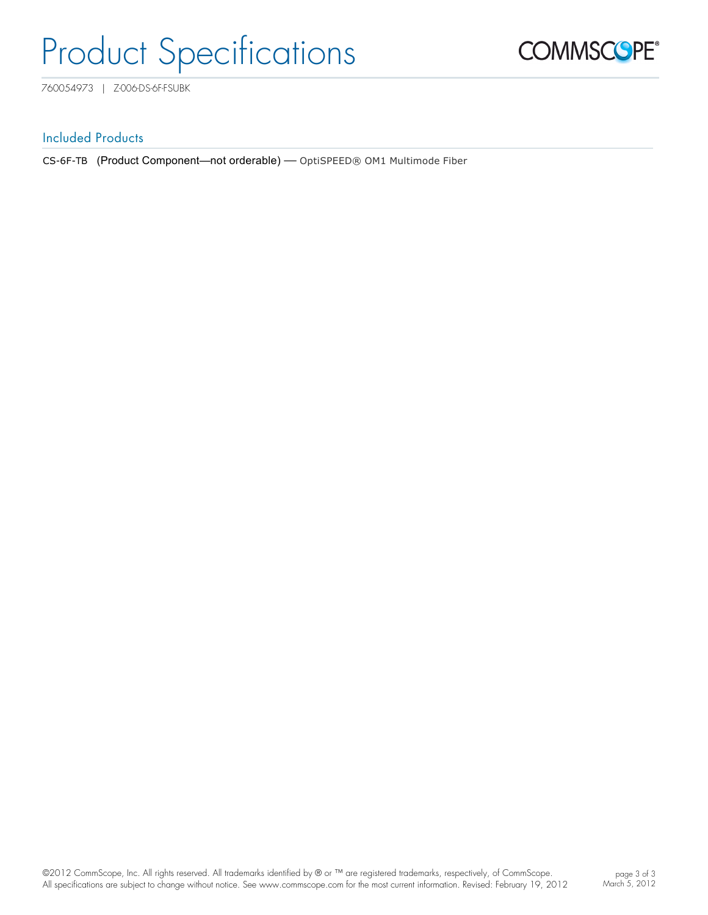## Included Products

CS-6F-TB (Product Component—not orderable) — OptiSPEED® OM1 Multimode Fiber